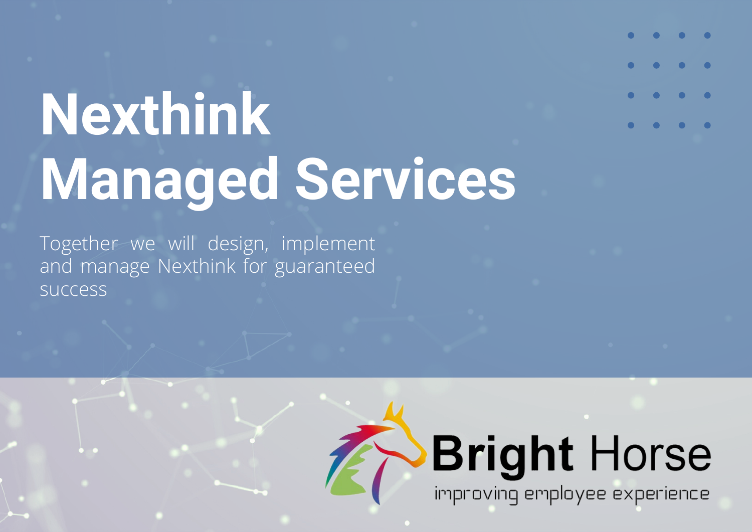# Nexthink Managed Services

Together we will design, implement and manage Nexthink for guaranteed success

**Bright** Horse

improving employee experience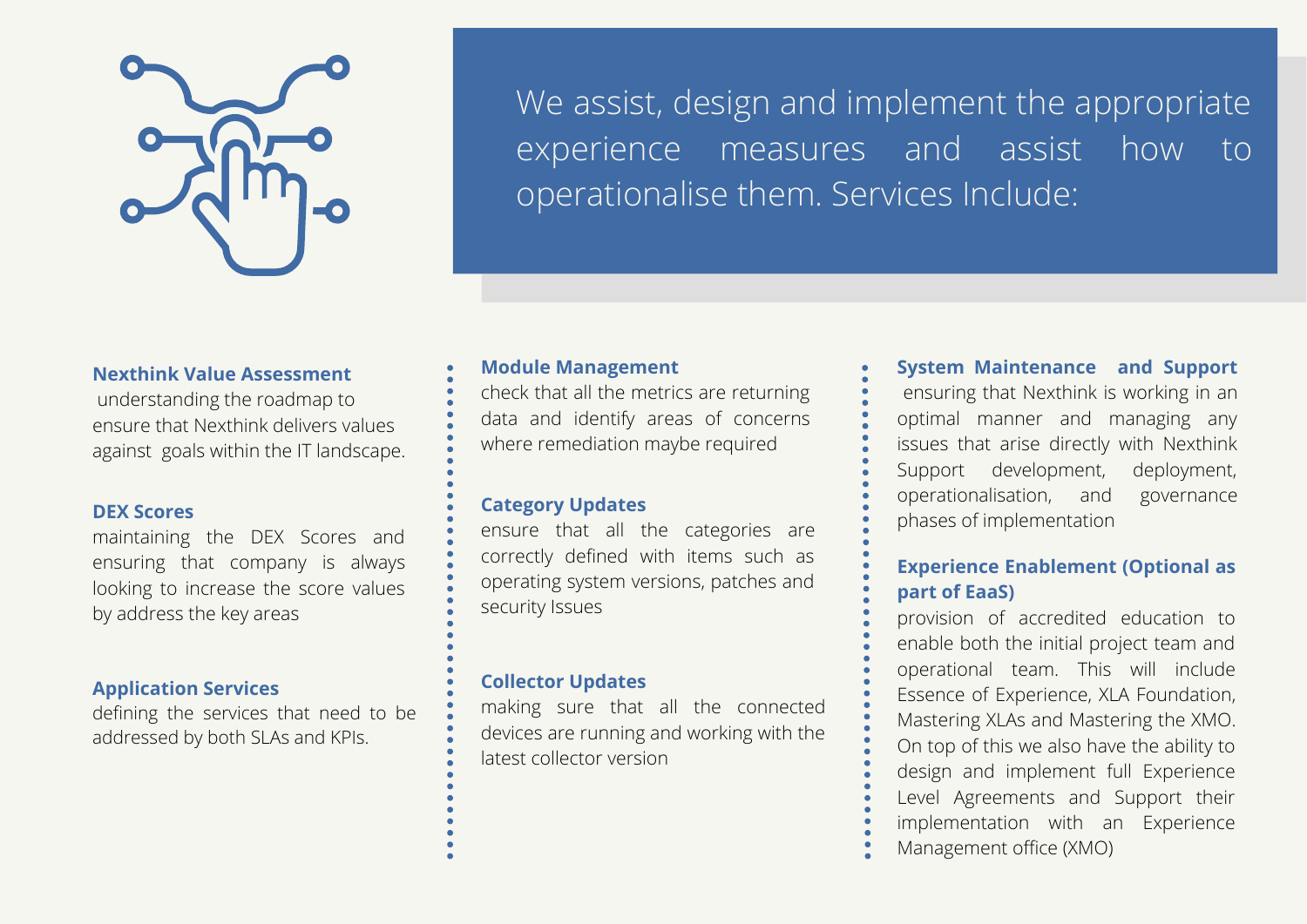We assist, design and implement the appropriate experience measures and assist how to operationalise them. Services Include:

**Nexthink Value Assessment**
understanding the roadmap to ensure that Nexthink delivers values against goals within the IT landscape.

**DEX Scores**
maintaining the DEX Scores and ensuring that company is always looking to increase the score values by address the key areas

**Application Services**
defining the services that need to be addressed by both SLAs and KPIs.

**Module Management**
check that all the metrics are returning data and identify areas of concerns where remediation maybe required

**Category Updates**
ensure that all the categories are correctly defined with items such as operating system versions, patches and security Issues

**Collector Updates**
making sure that all the connected devices are running and working with the latest collector version

**System Maintenance and Support**
ensuring that Nexthink is working in an optimal manner and managing any issues that arise directly with Nexthink Support development, deployment, operationalisation, and governance phases of implementation

**Experience Enablement (Optional as part of EaaS)**
provision of accredited education to enable both the initial project team and operational team. This will include Essence of Experience, XLA Foundation, Mastering XLAs and Mastering the XMO. On top of this we also have the ability to design and implement full Experience Level Agreements and Support their implementation with an Experience Management office (XMO)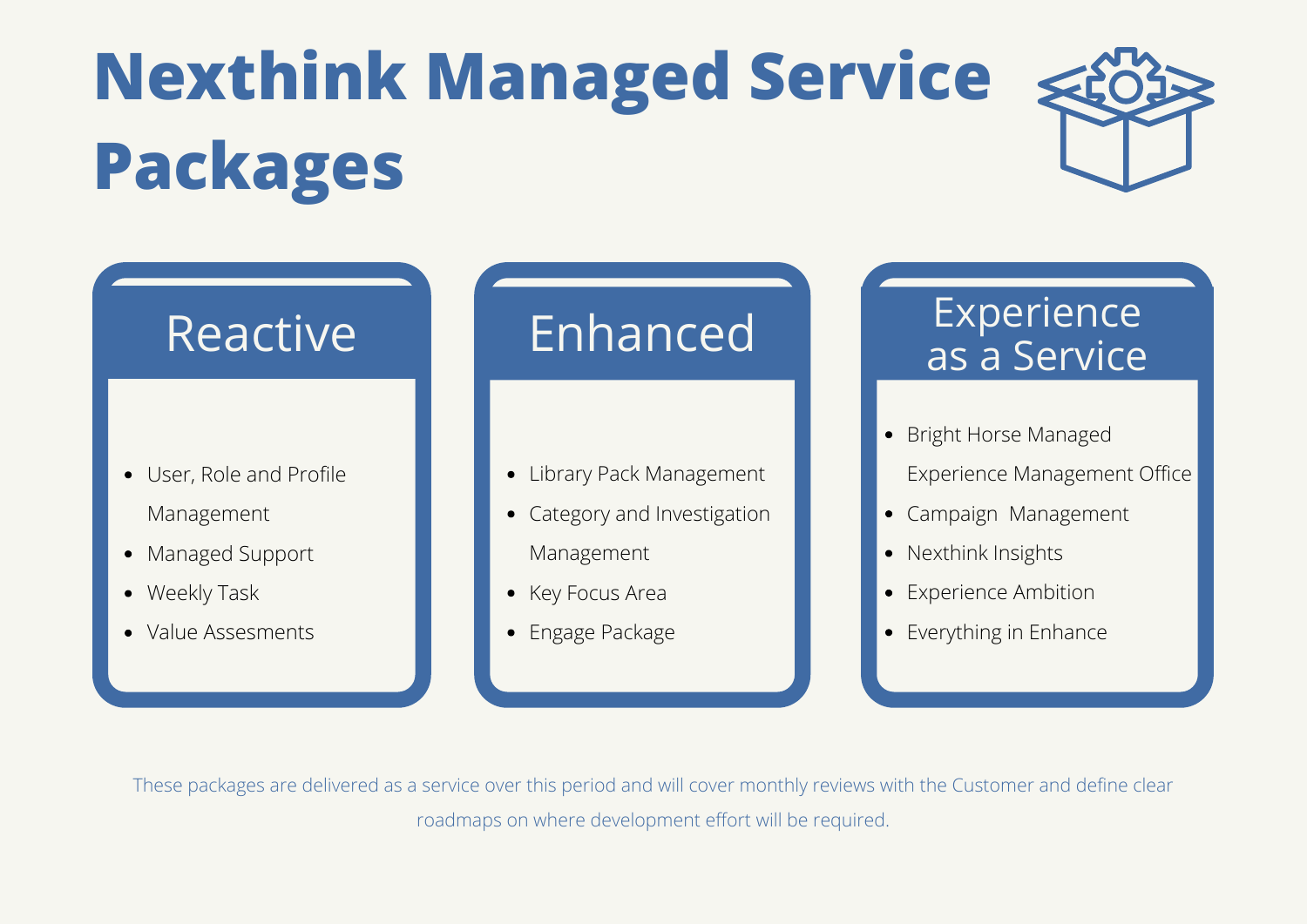# Nexthink Managed Service Packages

## Reactive

- User, Role and Profile Management
- Managed Support
- Weekly Task
- Value Assesments

## Enhanced

- Library Pack Management
- Category and Investigation Management
- Key Focus Area
- Engage Package

## Experience as a Service

- Bright Horse Managed Experience Management Office
- Campaign  Management
- Nexthink Insights
- Experience Ambition
- Everything in Enhance

These packages are delivered as a service over this period and will cover monthly reviews with the Customer and define clear roadmaps on where development effort will be required.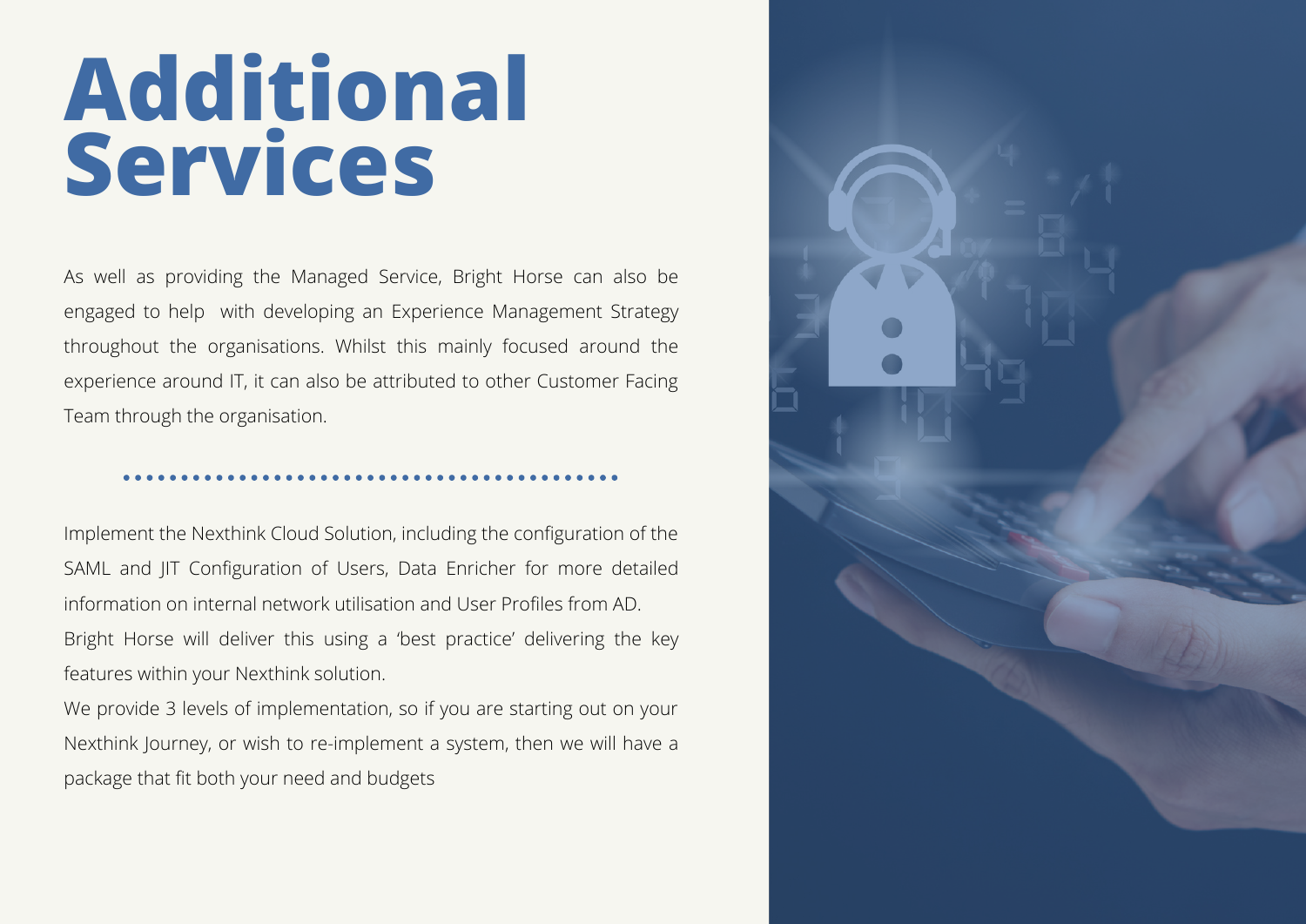# Additional Services

As well as providing the Managed Service, Bright Horse can also be engaged to help with developing an Experience Management Strategy throughout the organisations. Whilst this mainly focused around the experience around IT, it can also be attributed to other Customer Facing Team through the organisation.

Implement the Nexthink Cloud Solution, including the configuration of the SAML and JIT Configuration of Users, Data Enricher for more detailed information on internal network utilisation and User Profiles from AD.
Bright Horse will deliver this using a 'best practice' delivering the key features within your Nexthink solution.
We provide 3 levels of implementation, so if you are starting out on your Nexthink Journey, or wish to re-implement a system, then we will have a package that fit both your need and budgets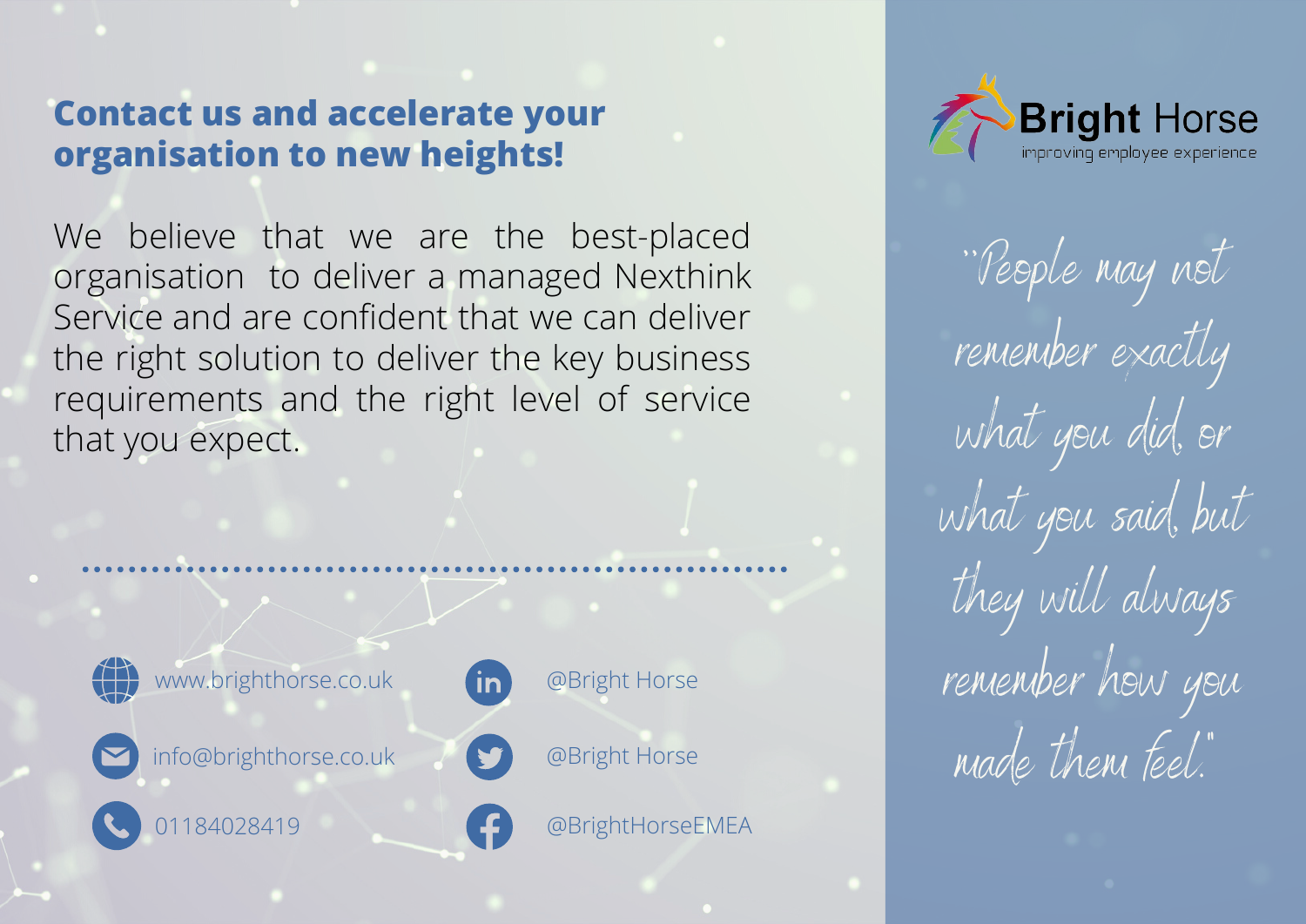## Contact us and accelerate your organisation to new heights!

We believe that we are the best-placed organisation to deliver a managed Nexthink Service and are confident that we can deliver the right solution to deliver the key business requirements and the right level of service that you expect.

- www.brighthorse.co.uk
- info@brighthorse.co.uk
- 01184028419
- LinkedIn: @Bright Horse
- Twitter: @Bright Horse
- Facebook: @BrightHorseEMEA

**Bright Horse**
improving employee experience

*"People may not remember exactly what you did, or what you said, but they will always remember how you made them feel."*